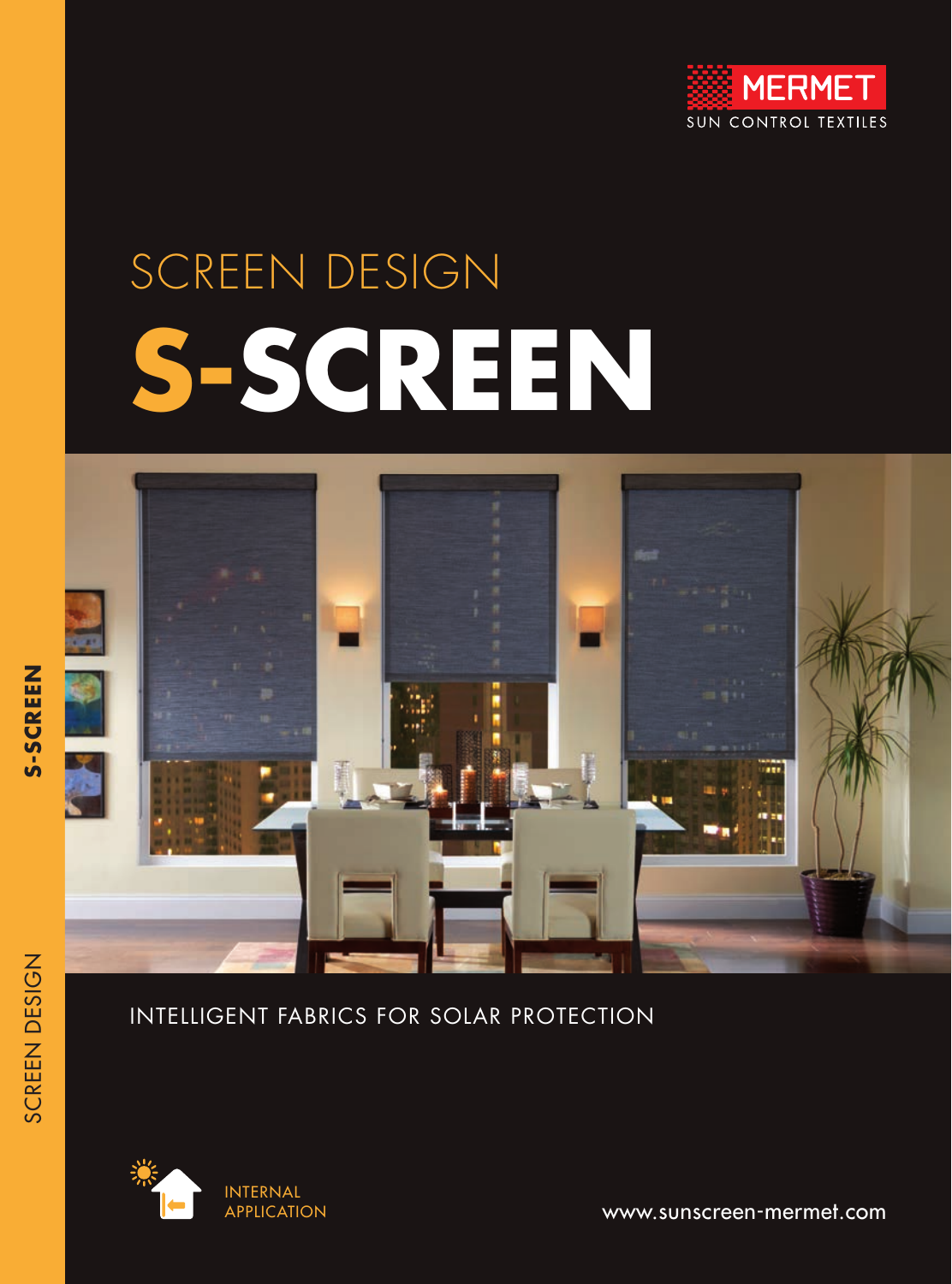MERMET

SUN CONTROL TEXTILES

# SCREEN DESIGN

# S-SCREEN

INTELLIGENT FABRICS FOR SOLAR PROTECTION

INTERNAL APPLICATION

www.sunscreen-mermet.com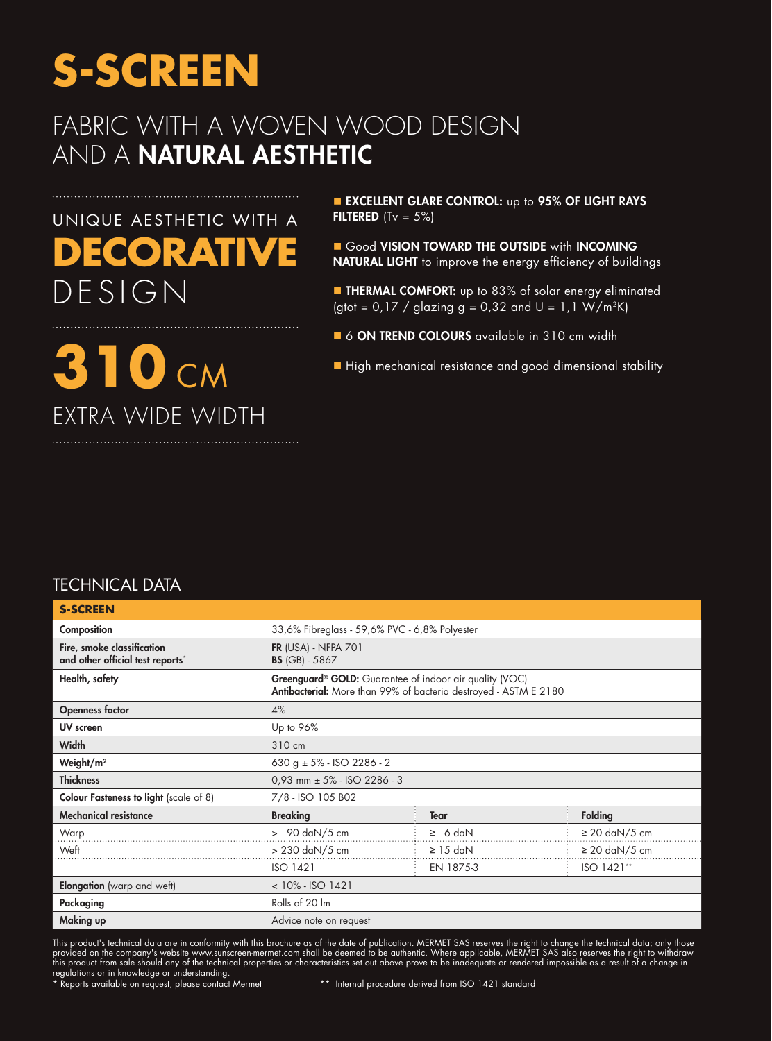# S-SCREEN

## FABRIC WITH A WOVEN WOOD DESIGN AND A **NATURAL AESTHETIC**

UNIQUE AESTHETIC WITH A

**DECORATIVE**

DESIGN

**310** CM

EXTRA WIDE WIDTH

- **EXCELLENT GLARE CONTROL:** up to **95% OF LIGHT RAYS FILTERED** (Tv = 5%)
- Good **VISION TOWARD THE OUTSIDE** with **INCOMING NATURAL LIGHT** to improve the energy efficiency of buildings
- **THERMAL COMFORT:** up to 83% of solar energy eliminated (gtot = 0,17 / glazing g = 0,32 and U = 1,1 W/m²K)
- 6 **ON TREND COLOURS** available in 310 cm width
- High mechanical resistance and good dimensional stability

## TECHNICAL DATA

| **S-SCREEN** | | | |
|---|---|---|---|
| **Composition** | 33,6% Fibreglass - 59,6% PVC - 6,8% Polyester | | |
| **Fire, smoke classification and other official test reports*** | **FR** (USA) - NFPA 701<br>**BS** (GB) - 5867 | | |
| **Health, safety** | **Greenguard® GOLD:** Guarantee of indoor air quality (VOC)<br>**Antibacterial:** More than 99% of bacteria destroyed - ASTM E 2180 | | |
| **Openness factor** | 4% | | |
| **UV screen** | Up to 96% | | |
| **Width** | 310 cm | | |
| **Weight/m²** | 630 g ± 5% - ISO 2286 - 2 | | |
| **Thickness** | 0,93 mm ± 5% - ISO 2286 - 3 | | |
| **Colour Fasteness to light** (scale of 8) | 7/8 - ISO 105 B02 | | |
| **Mechanical resistance** | **Breaking** | **Tear** | **Folding** |
| Warp | > 90 daN/5 cm | ≥ 6 daN | ≥ 20 daN/5 cm |
| Weft | > 230 daN/5 cm | ≥ 15 daN | ≥ 20 daN/5 cm |
| | ISO 1421 | EN 1875-3 | ISO 1421** |
| **Elongation** (warp and weft) | < 10% - ISO 1421 | | |
| **Packaging** | Rolls of 20 lm | | |
| **Making up** | Advice note on request | | |

This product's technical data are in conformity with this brochure as of the date of publication. MERMET SAS reserves the right to change the technical data; only those provided on the company's website www.sunscreen-mermet.com shall be deemed to be authentic. Where applicable, MERMET SAS also reserves the right to withdraw this product from sale should any of the technical properties or characteristics set out above prove to be inadequate or rendered impossible as a result of a change in regulations or in knowledge or understanding.

\* Reports available on request, please contact Mermet

\*\* Internal procedure derived from ISO 1421 standard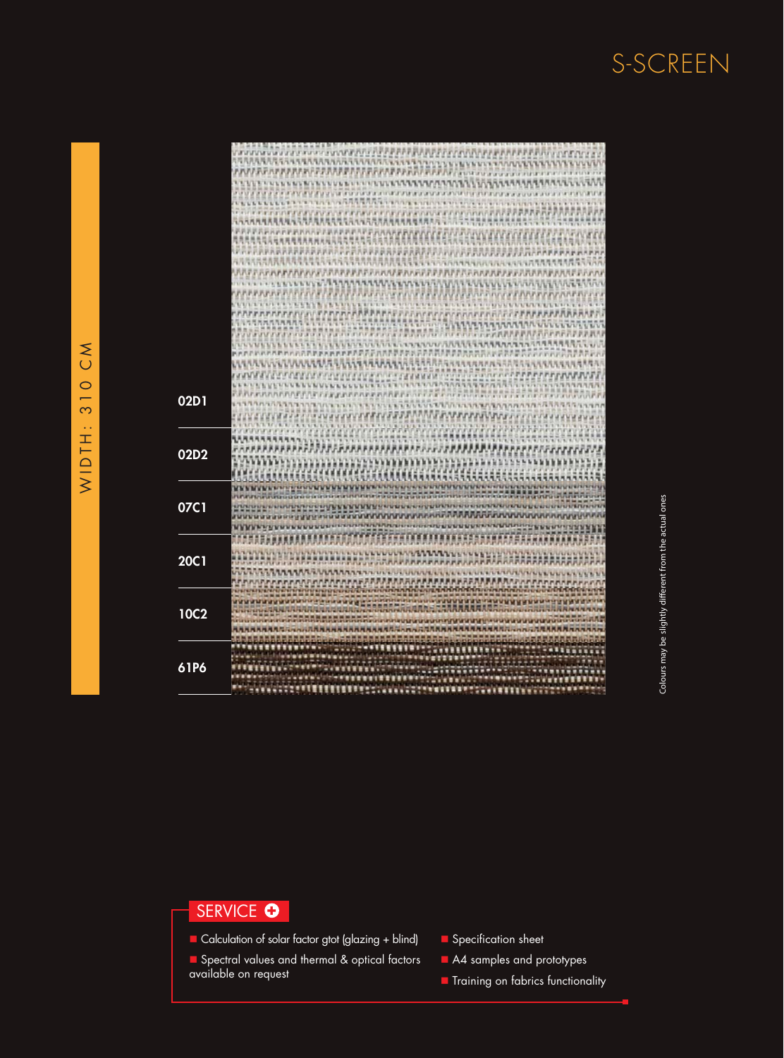# S-SCREEN

WIDTH: 310 CM

02D1

02D2

07C1

20C1

10C2

61P6

Colours may be slightly different from the actual ones

## SERVICE

- Calculation of solar factor gtot (glazing + blind)
- Spectral values and thermal & optical factors available on request
- Specification sheet
- A4 samples and prototypes
- Training on fabrics functionality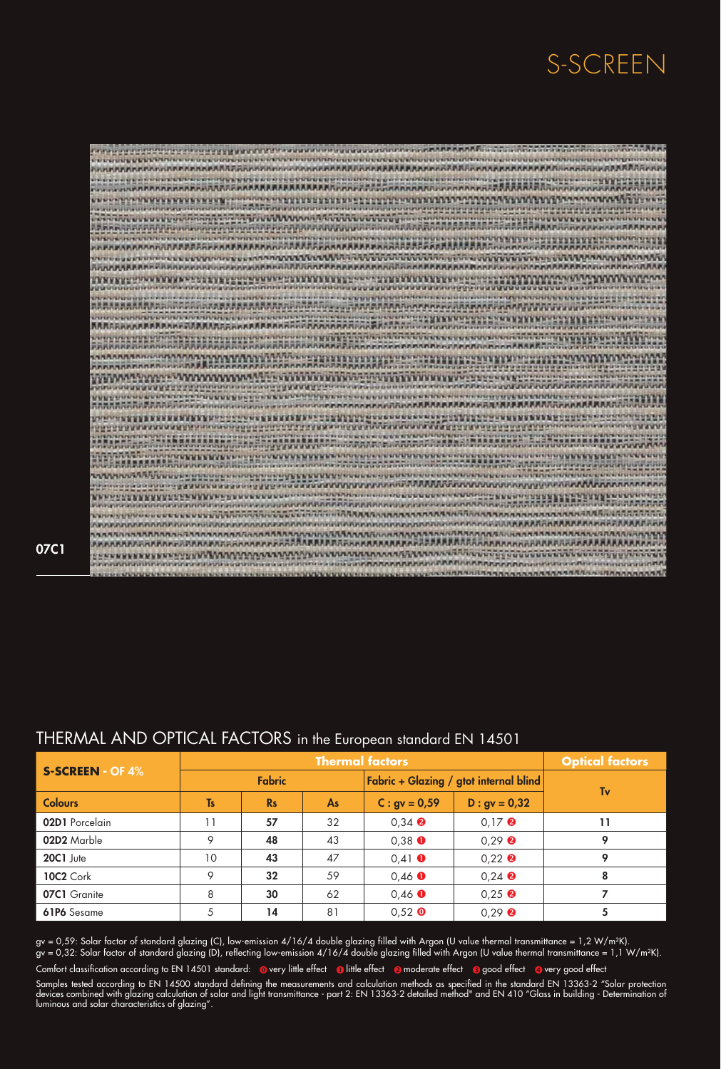# S-SCREEN

07C1

## THERMAL AND OPTICAL FACTORS in the European standard EN 14501

| S-SCREEN - OF 4% | Thermal factors | | | | | Optical factors |
|---|---|---|---|---|---|---|
| | Fabric | | | Fabric + Glazing / gtot internal blind | | Tv |
| Colours | Ts | Rs | As | C : gv = 0,59 | D : gv = 0,32 | |
| **02D1** Porcelain | 11 | **57** | 32 | 0,34 ❷ | 0,17 ❷ | **11** |
| **02D2** Marble | 9 | **48** | 43 | 0,38 ❶ | 0,29 ❷ | **9** |
| **20C1** Jute | 10 | **43** | 47 | 0,41 ❶ | 0,22 ❷ | **9** |
| **10C2** Cork | 9 | **32** | 59 | 0,46 ❶ | 0,24 ❷ | **8** |
| **07C1** Granite | 8 | **30** | 62 | 0,46 ❶ | 0,25 ❷ | **7** |
| **61P6** Sesame | 5 | **14** | 81 | 0,52 ⓿ | 0,29 ❷ | **5** |

gv = 0,59: Solar factor of standard glazing (C), low-emission 4/16/4 double glazing filled with Argon (U value thermal transmittance = 1,2 W/m²K).
gv = 0,32: Solar factor of standard glazing (D), reflecting low-emission 4/16/4 double glazing filled with Argon (U value thermal transmittance = 1,1 W/m²K).

Comfort classification according to EN 14501 standard: ⓿ very little effect ❶ little effect ❷ moderate effect ❸ good effect ❹ very good effect

Samples tested according to EN 14500 standard defining the measurements and calculation methods as specified in the standard EN 13363-2 "Solar protection devices combined with glazing calculation of solar and light transmittance - part 2: EN 13363-2 detailed method" and EN 410 "Glass in building - Determination of luminous and solar characteristics of glazing".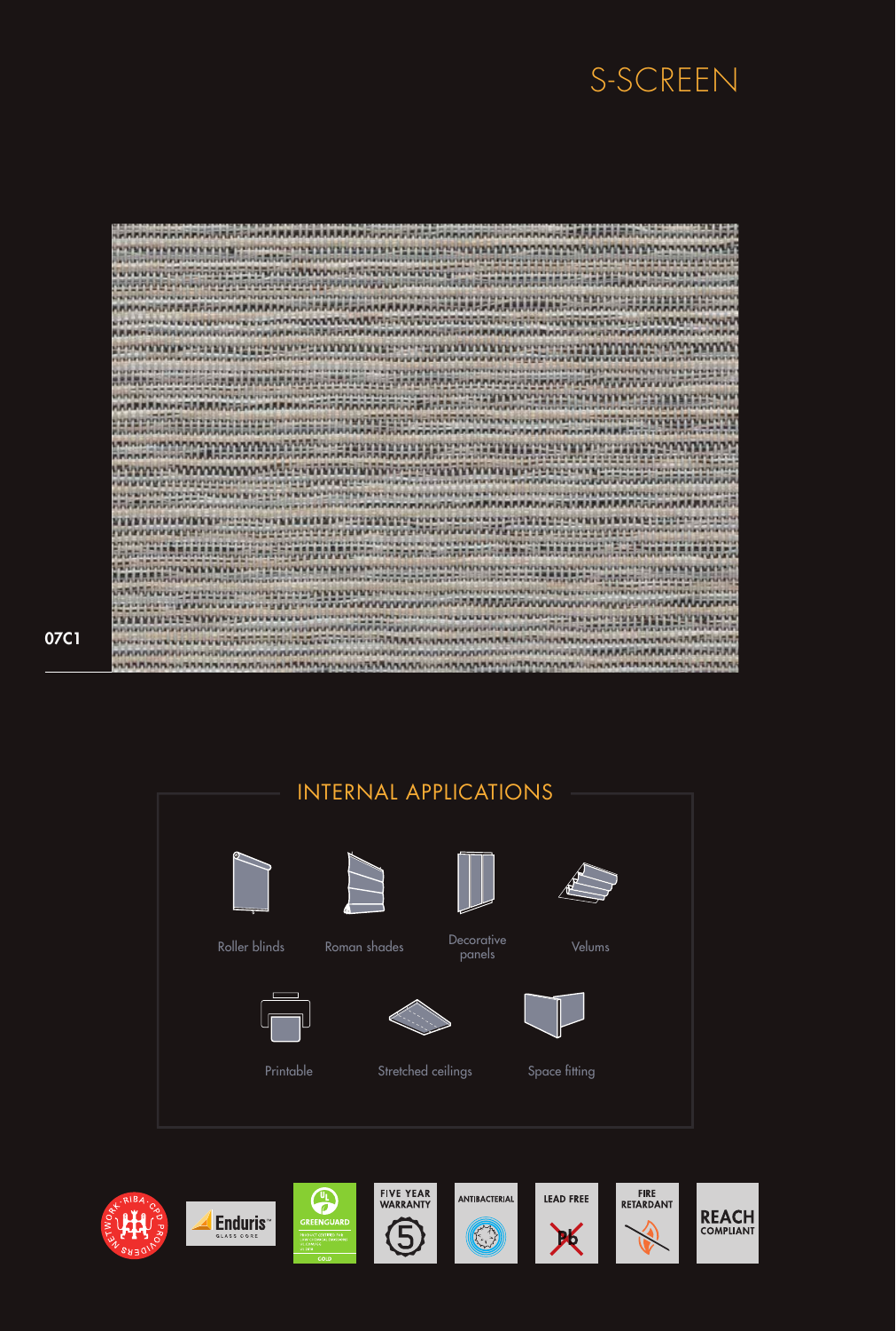# S-SCREEN

07C1

## INTERNAL APPLICATIONS

- Roller blinds
- Roman shades
- Decorative panels
- Velums
- Printable
- Stretched ceilings
- Space fitting

NETWORK · RIBA · CPD PROVIDERS

Enduris™ GLASS CORE

UL GREENGUARD GOLD

FIVE YEAR WARRANTY 5

ANTIBACTERIAL

LEAD FREE Pb

FIRE RETARDANT

REACH COMPLIANT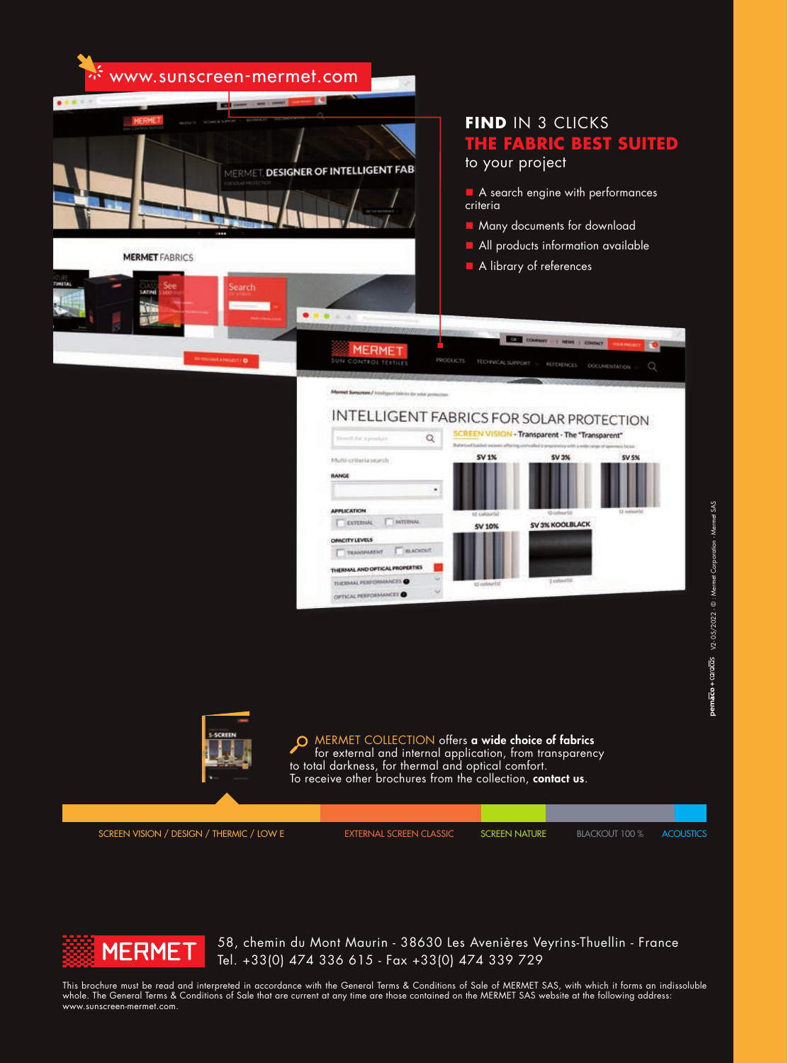www.sunscreen-mermet.com

## **FIND** IN 3 CLICKS **THE FABRIC BEST SUITED** to your project

- A search engine with performances criteria
- Many documents for download
- All products information available
- A library of references

MERMET COLLECTION offers **a wide choice of fabrics** for external and internal application, from transparency to total darkness, for thermal and optical comfort.
To receive other brochures from the collection, **contact us**.

SCREEN VISION / DESIGN / THERMIC / LOW E | EXTERNAL SCREEN CLASSIC | SCREEN NATURE | BLACKOUT 100 % | ACOUSTICS

MERMET

58, chemin du Mont Maurin - 38630 Les Avenières Veyrins-Thuellin - France
Tel. +33(0) 474 336 615 - Fax +33(0) 474 339 729

This brochure must be read and interpreted in accordance with the General Terms & Conditions of Sale of MERMET SAS, with which it forms an indissoluble whole. The General Terms & Conditions of Sale that are current at any time are those contained on the MERMET SAS website at the following address: www.sunscreen-mermet.com.

pemaco + caractĕs V2-05/2022 - © : Mermet Corporation - Mermet SAS